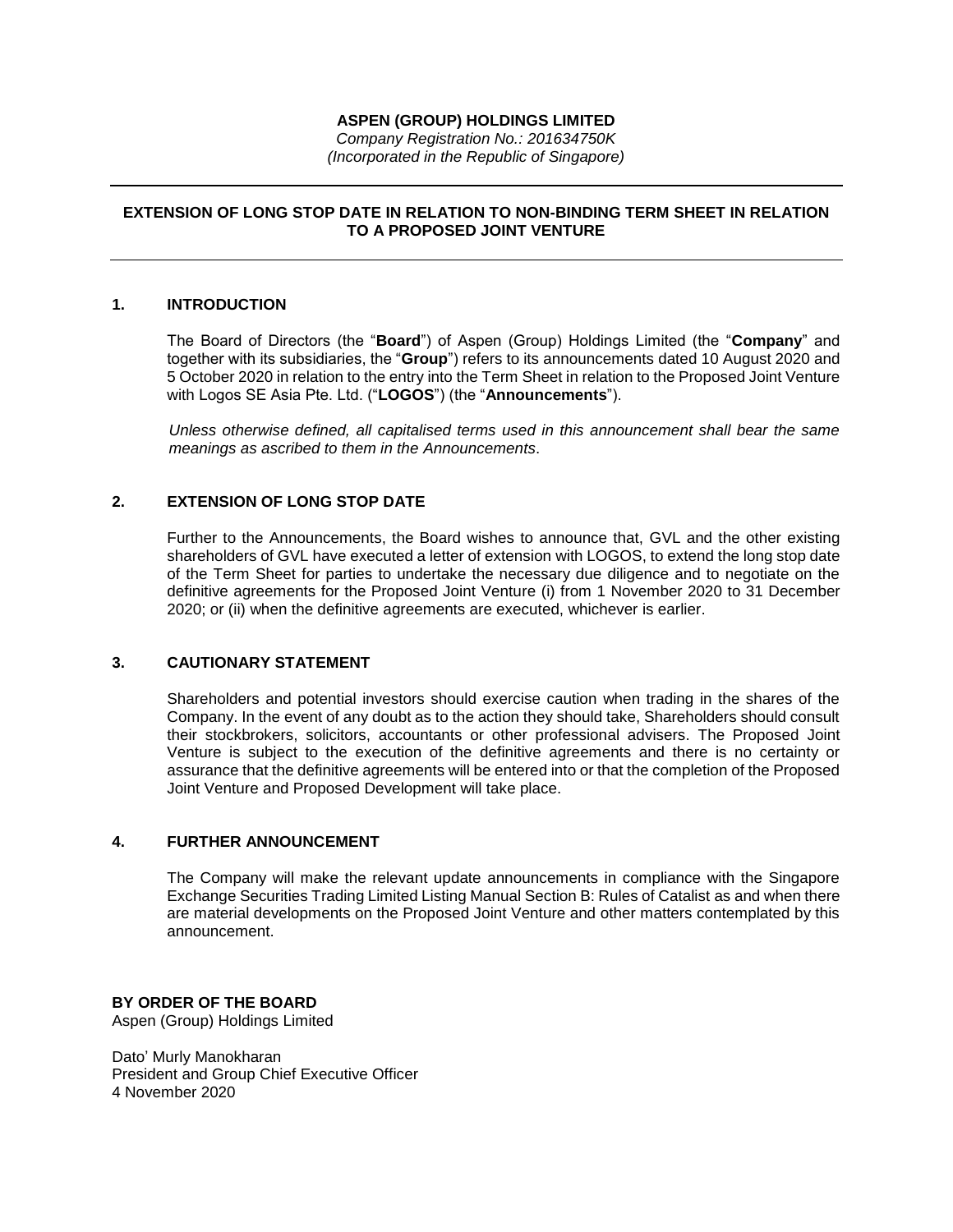**ASPEN (GROUP) HOLDINGS LIMITED**

*Company Registration No.: 201634750K*

*(Incorporated in the Republic of Singapore)*

---

**EXTENSION OF LONG STOP DATE IN RELATION TO NON-BINDING TERM SHEET IN RELATION TO A PROPOSED JOINT VENTURE**

---

## 1. INTRODUCTION

The Board of Directors (the "**Board**") of Aspen (Group) Holdings Limited (the "**Company**" and together with its subsidiaries, the "**Group**") refers to its announcements dated 10 August 2020 and 5 October 2020 in relation to the entry into the Term Sheet in relation to the Proposed Joint Venture with Logos SE Asia Pte. Ltd. ("**LOGOS**") (the "**Announcements**").

*Unless otherwise defined, all capitalised terms used in this announcement shall bear the same meanings as ascribed to them in the Announcements*.

## 2. EXTENSION OF LONG STOP DATE

Further to the Announcements, the Board wishes to announce that, GVL and the other existing shareholders of GVL have executed a letter of extension with LOGOS, to extend the long stop date of the Term Sheet for parties to undertake the necessary due diligence and to negotiate on the definitive agreements for the Proposed Joint Venture (i) from 1 November 2020 to 31 December 2020; or (ii) when the definitive agreements are executed, whichever is earlier.

## 3. CAUTIONARY STATEMENT

Shareholders and potential investors should exercise caution when trading in the shares of the Company. In the event of any doubt as to the action they should take, Shareholders should consult their stockbrokers, solicitors, accountants or other professional advisers. The Proposed Joint Venture is subject to the execution of the definitive agreements and there is no certainty or assurance that the definitive agreements will be entered into or that the completion of the Proposed Joint Venture and Proposed Development will take place.

## 4. FURTHER ANNOUNCEMENT

The Company will make the relevant update announcements in compliance with the Singapore Exchange Securities Trading Limited Listing Manual Section B: Rules of Catalist as and when there are material developments on the Proposed Joint Venture and other matters contemplated by this announcement.

**BY ORDER OF THE BOARD**

Aspen (Group) Holdings Limited

Dato' Murly Manokharan

President and Group Chief Executive Officer

4 November 2020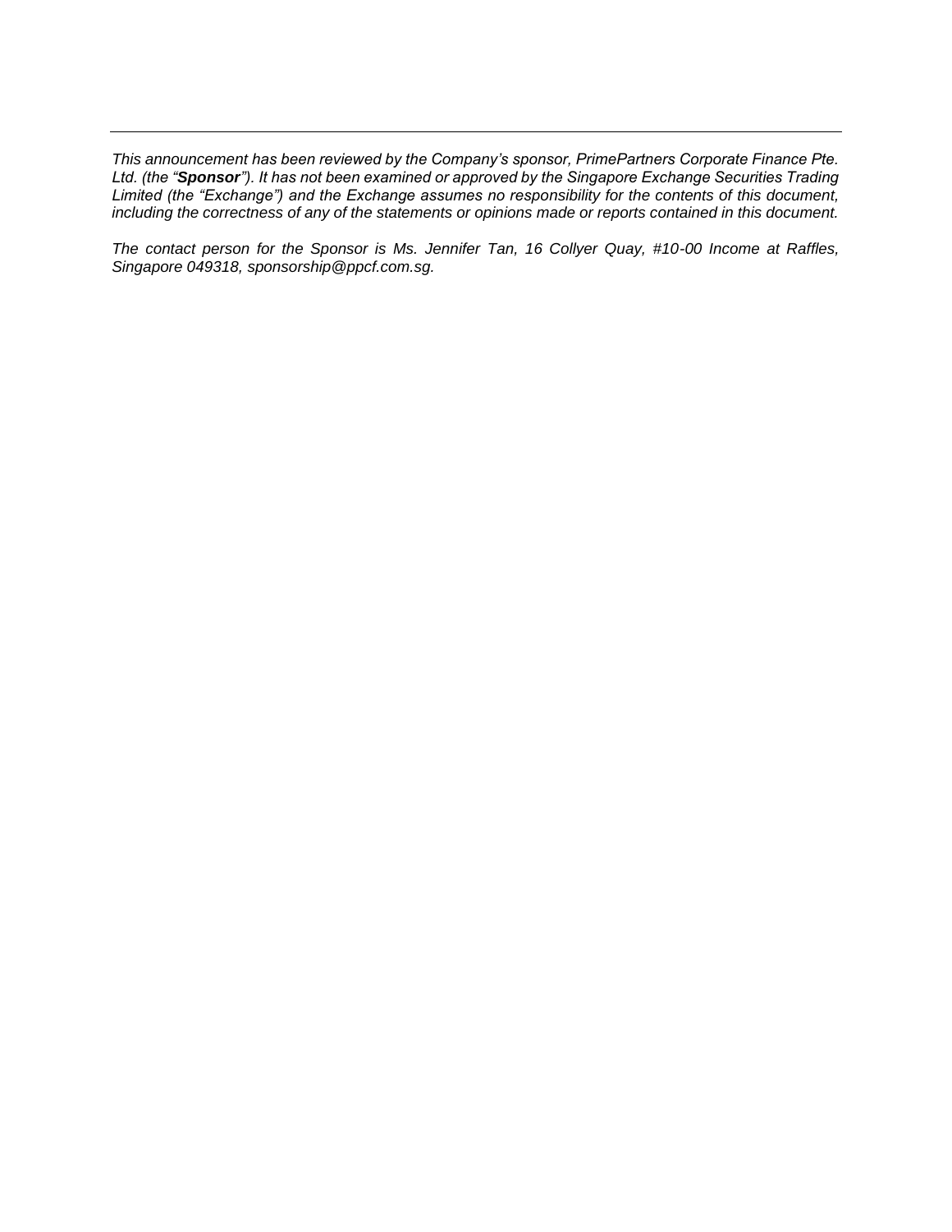---

*This announcement has been reviewed by the Company's sponsor, PrimePartners Corporate Finance Pte. Ltd. (the "**Sponsor**"). It has not been examined or approved by the Singapore Exchange Securities Trading Limited (the "Exchange") and the Exchange assumes no responsibility for the contents of this document, including the correctness of any of the statements or opinions made or reports contained in this document.*

*The contact person for the Sponsor is Ms. Jennifer Tan, 16 Collyer Quay, #10-00 Income at Raffles, Singapore 049318, sponsorship@ppcf.com.sg.*